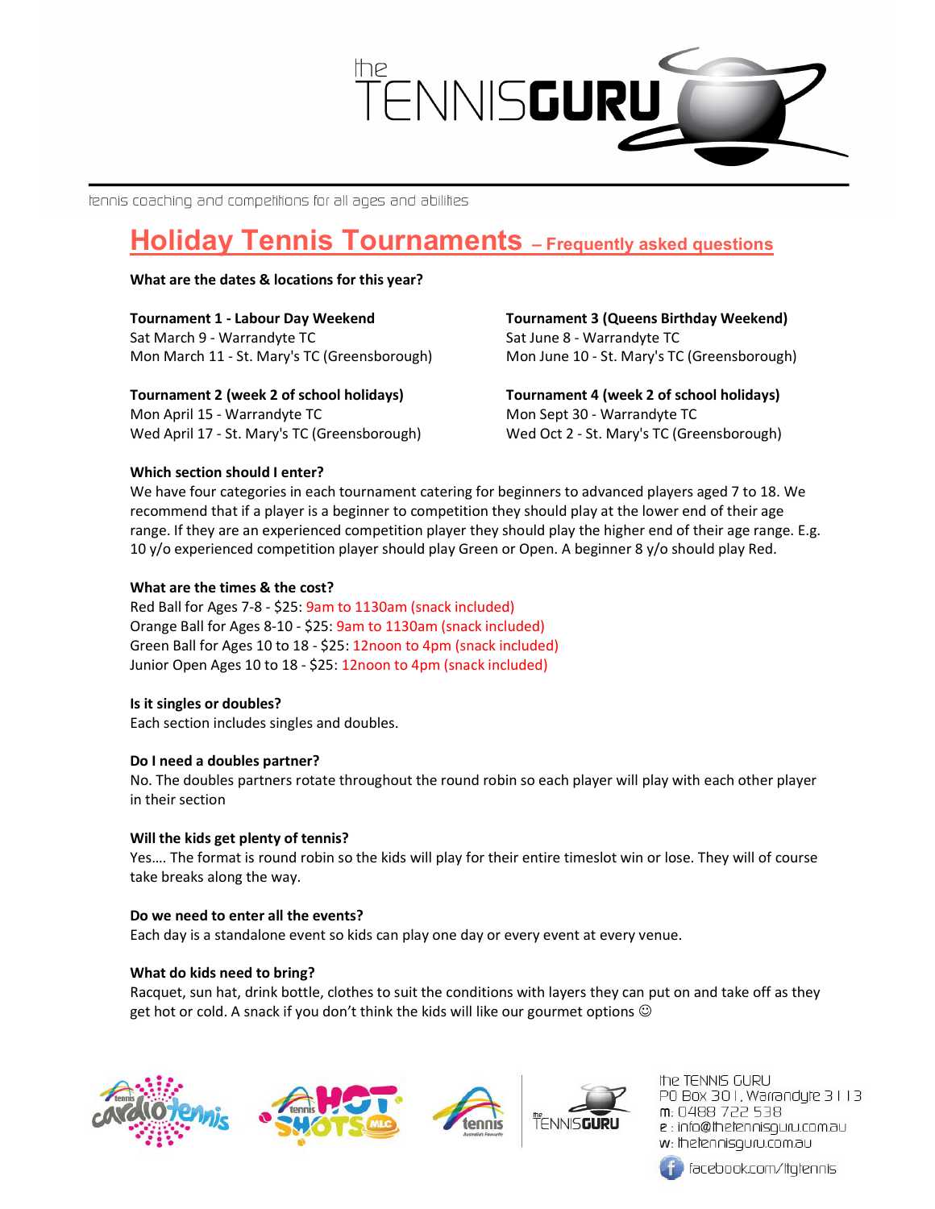the TENNIS**GURU**

tennis coaching and competitions for all ages and abilities

# Holiday Tennis Tournaments – Frequently asked questions

**What are the dates & locations for this year?**

**Tournament 1 - Labour Day Weekend**
Sat March 9 - Warrandyte TC
Mon March 11 - St. Mary's TC (Greensborough)

**Tournament 2 (week 2 of school holidays)**
Mon April 15 - Warrandyte TC
Wed April 17 - St. Mary's TC (Greensborough)

**Tournament 3 (Queens Birthday Weekend)**
Sat June 8 - Warrandyte TC
Mon June 10 - St. Mary's TC (Greensborough)

**Tournament 4 (week 2 of school holidays)**
Mon Sept 30 - Warrandyte TC
Wed Oct 2 - St. Mary's TC (Greensborough)

**Which section should I enter?**
We have four categories in each tournament catering for beginners to advanced players aged 7 to 18. We recommend that if a player is a beginner to competition they should play at the lower end of their age range. If they are an experienced competition player they should play the higher end of their age range. E.g. 10 y/o experienced competition player should play Green or Open. A beginner 8 y/o should play Red.

**What are the times & the cost?**
Red Ball for Ages 7-8 - $25: 9am to 1130am (snack included)
Orange Ball for Ages 8-10 - $25: 9am to 1130am (snack included)
Green Ball for Ages 10 to 18 - $25: 12noon to 4pm (snack included)
Junior Open Ages 10 to 18 - $25: 12noon to 4pm (snack included)

**Is it singles or doubles?**
Each section includes singles and doubles.

**Do I need a doubles partner?**
No. The doubles partners rotate throughout the round robin so each player will play with each other player in their section

**Will the kids get plenty of tennis?**
Yes…. The format is round robin so the kids will play for their entire timeslot win or lose. They will of course take breaks along the way.

**Do we need to enter all the events?**
Each day is a standalone event so kids can play one day or every event at every venue.

**What do kids need to bring?**
Racquet, sun hat, drink bottle, clothes to suit the conditions with layers they can put on and take off as they get hot or cold. A snack if you don't think the kids will like our gourmet options ☺

the TENNIS GURU
PO Box 301, Warrandyte 3113
m: 0488 722 538
e: info@thetennisguru.com.au
w: thetennisguru.com.au
facebook.com/ttgtennis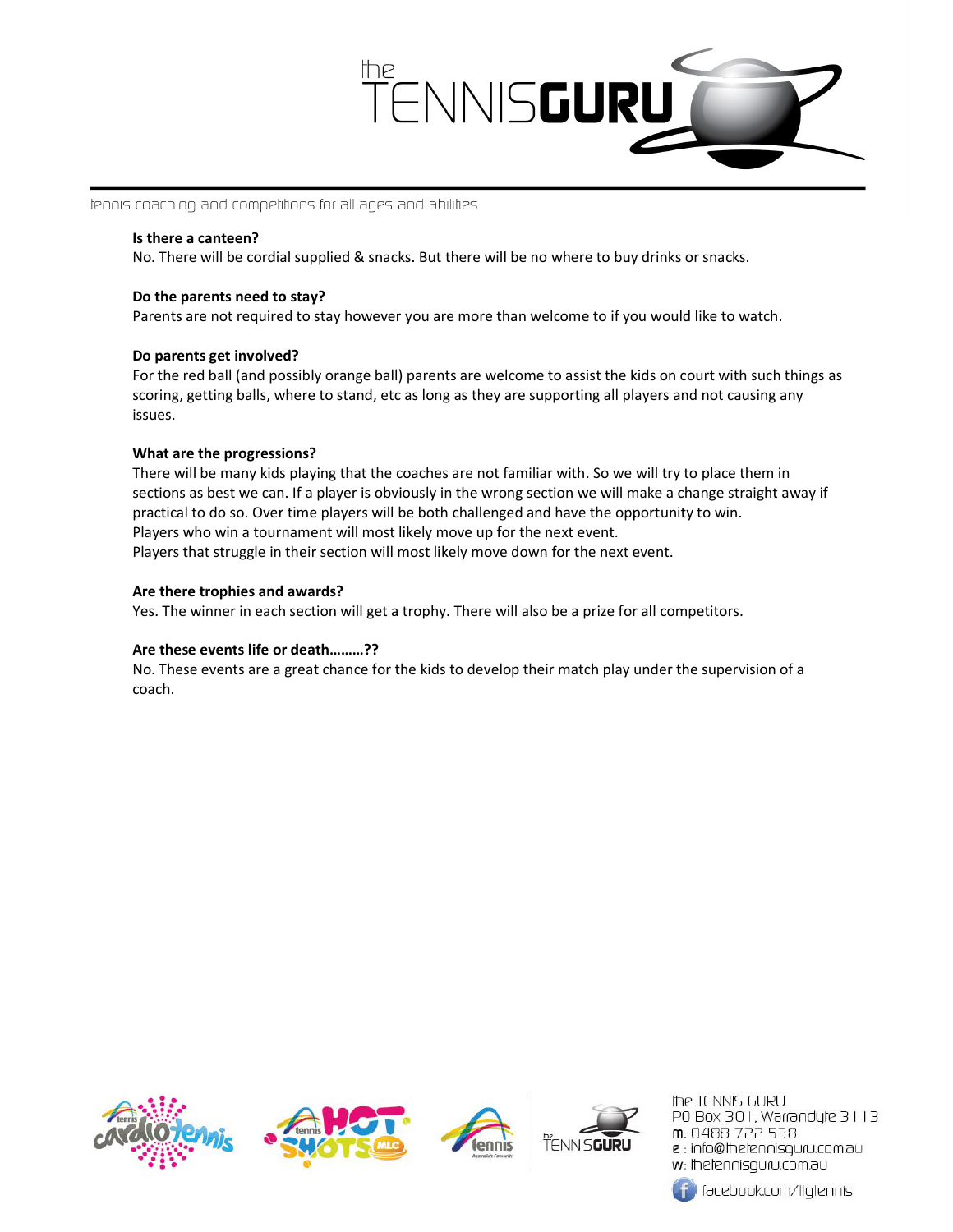**Is there a canteen?**
No. There will be cordial supplied & snacks. But there will be no where to buy drinks or snacks.

**Do the parents need to stay?**
Parents are not required to stay however you are more than welcome to if you would like to watch.

**Do parents get involved?**
For the red ball (and possibly orange ball) parents are welcome to assist the kids on court with such things as scoring, getting balls, where to stand, etc as long as they are supporting all players and not causing any issues.

**What are the progressions?**
There will be many kids playing that the coaches are not familiar with. So we will try to place them in sections as best we can. If a player is obviously in the wrong section we will make a change straight away if practical to do so. Over time players will be both challenged and have the opportunity to win.
Players who win a tournament will most likely move up for the next event.
Players that struggle in their section will most likely move down for the next event.

**Are there trophies and awards?**
Yes. The winner in each section will get a trophy. There will also be a prize for all competitors.

**Are these events life or death………??**
No. These events are a great chance for the kids to develop their match play under the supervision of a coach.

the TENNIS GURU
PO Box 301, Warrandyte 3113
m: 0488 722 538
e: info@thetennisguru.com.au
w: thetennisguru.com.au
facebook.com/ttgtennis